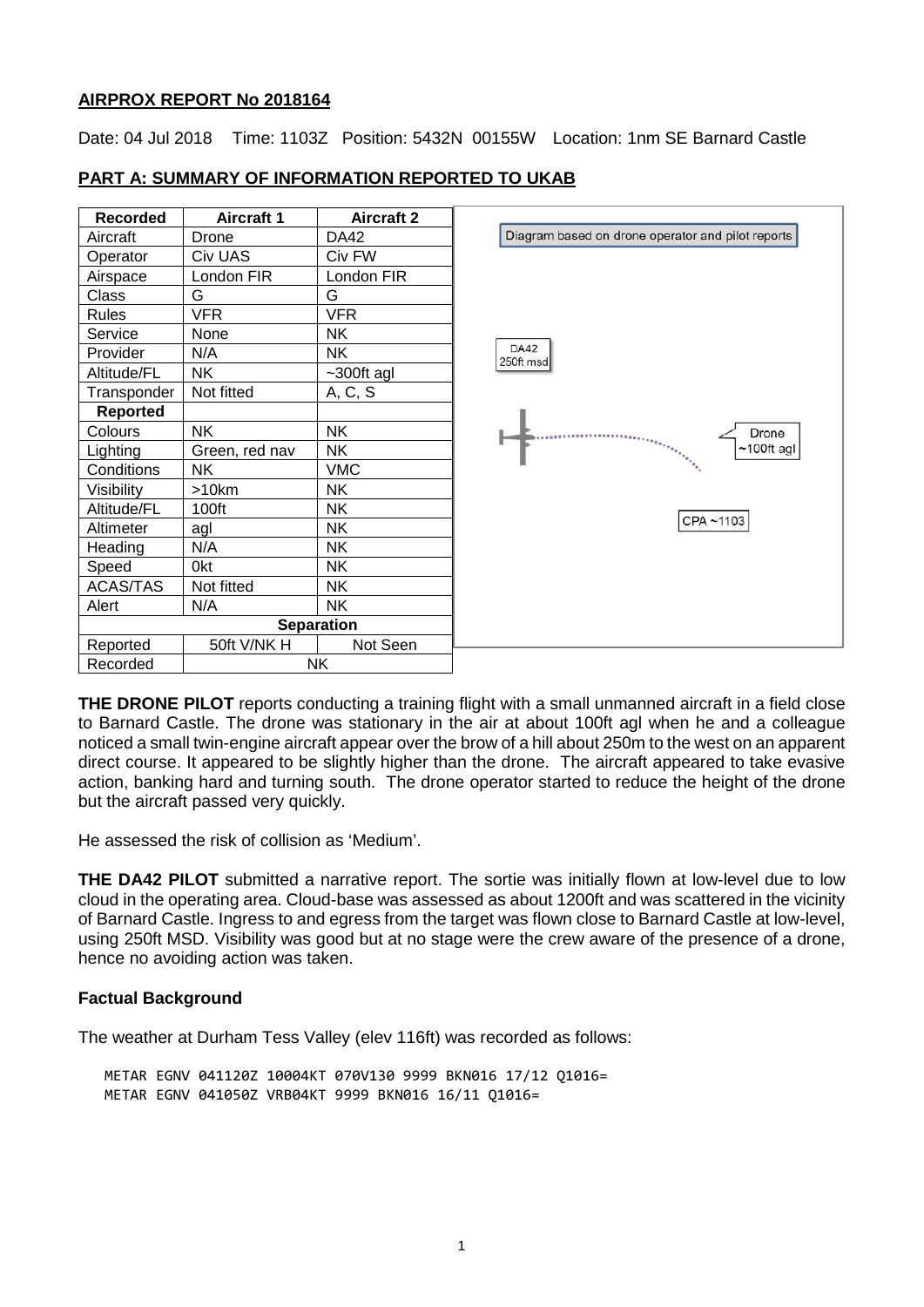**AIRPROX REPORT No 2018164**

Date: 04 Jul 2018 Time: 1103Z Position: 5432N 00155W Location: 1nm SE Barnard Castle

**PART A: SUMMARY OF INFORMATION REPORTED TO UKAB**

| Recorded | Aircraft 1 | Aircraft 2 |
|---|---|---|
| Aircraft | Drone | DA42 |
| Operator | Civ UAS | Civ FW |
| Airspace | London FIR | London FIR |
| Class | G | G |
| Rules | VFR | VFR |
| Service | None | NK |
| Provider | N/A | NK |
| Altitude/FL | NK | ~300ft agl |
| Transponder | Not fitted | A, C, S |
| **Reported** | | |
| Colours | NK | NK |
| Lighting | Green, red nav | NK |
| Conditions | NK | VMC |
| Visibility | >10km | NK |
| Altitude/FL | 100ft | NK |
| Altimeter | agl | NK |
| Heading | N/A | NK |
| Speed | 0kt | NK |
| ACAS/TAS | Not fitted | NK |
| Alert | N/A | NK |
| **Separation** | | |
| Reported | 50ft V/NK H | Not Seen |
| Recorded | NK | |

Diagram based on drone operator and pilot reports

DA42 250ft msd

Drone ~100ft agl

CPA ~1103

**THE DRONE PILOT** reports conducting a training flight with a small unmanned aircraft in a field close to Barnard Castle. The drone was stationary in the air at about 100ft agl when he and a colleague noticed a small twin-engine aircraft appear over the brow of a hill about 250m to the west on an apparent direct course. It appeared to be slightly higher than the drone. The aircraft appeared to take evasive action, banking hard and turning south. The drone operator started to reduce the height of the drone but the aircraft passed very quickly.

He assessed the risk of collision as 'Medium'.

**THE DA42 PILOT** submitted a narrative report. The sortie was initially flown at low-level due to low cloud in the operating area. Cloud-base was assessed as about 1200ft and was scattered in the vicinity of Barnard Castle. Ingress to and egress from the target was flown close to Barnard Castle at low-level, using 250ft MSD. Visibility was good but at no stage were the crew aware of the presence of a drone, hence no avoiding action was taken.

**Factual Background**

The weather at Durham Tess Valley (elev 116ft) was recorded as follows:

```
METAR EGNV 041120Z 10004KT 070V130 9999 BKN016 17/12 Q1016=
METAR EGNV 041050Z VRB04KT 9999 BKN016 16/11 Q1016=
```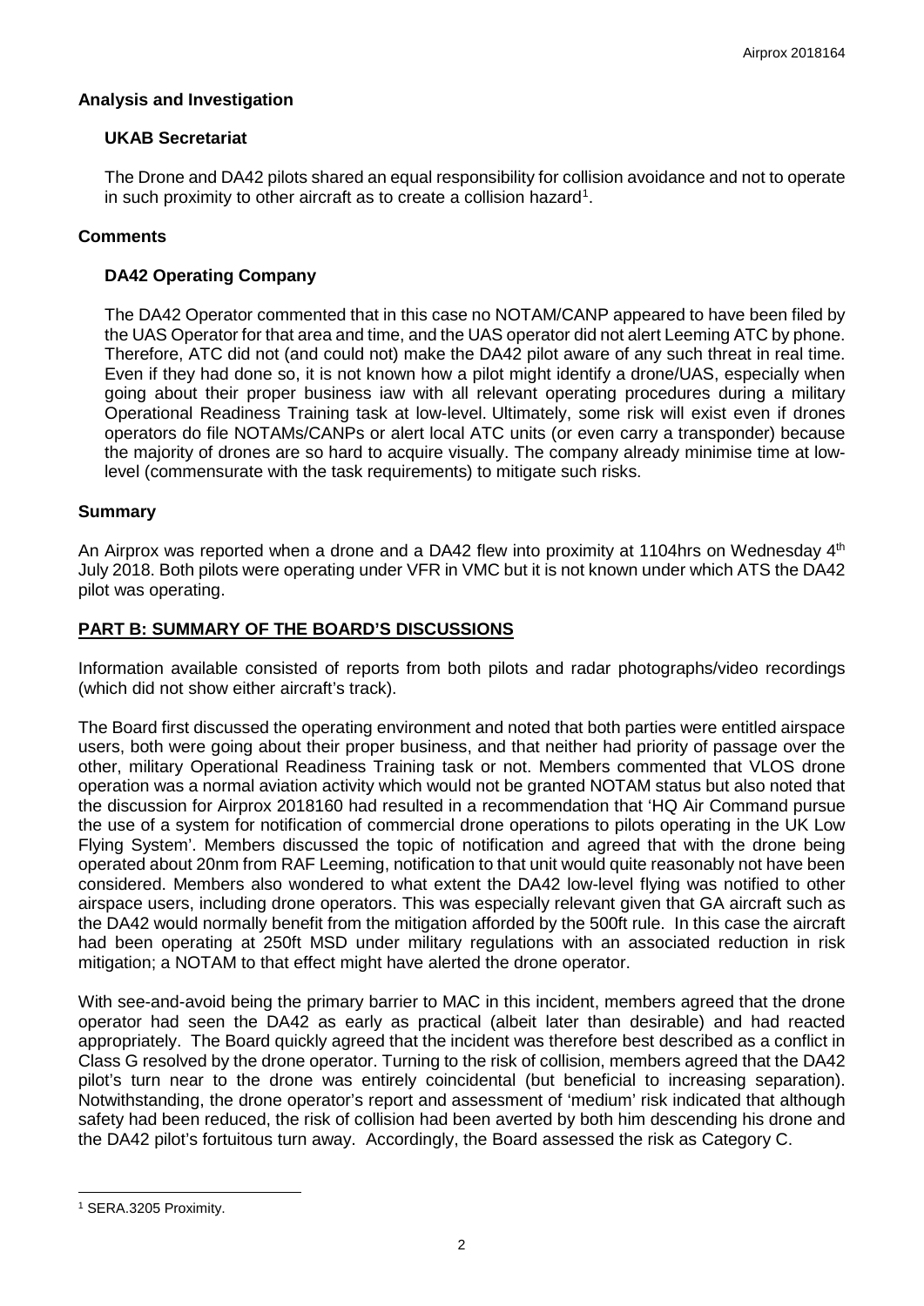## Analysis and Investigation

### UKAB Secretariat

The Drone and DA42 pilots shared an equal responsibility for collision avoidance and not to operate in such proximity to other aircraft as to create a collision hazard[1].

## Comments

### DA42 Operating Company

The DA42 Operator commented that in this case no NOTAM/CANP appeared to have been filed by the UAS Operator for that area and time, and the UAS operator did not alert Leeming ATC by phone. Therefore, ATC did not (and could not) make the DA42 pilot aware of any such threat in real time. Even if they had done so, it is not known how a pilot might identify a drone/UAS, especially when going about their proper business iaw with all relevant operating procedures during a military Operational Readiness Training task at low-level. Ultimately, some risk will exist even if drones operators do file NOTAMs/CANPs or alert local ATC units (or even carry a transponder) because the majority of drones are so hard to acquire visually. The company already minimise time at low-level (commensurate with the task requirements) to mitigate such risks.

## Summary

An Airprox was reported when a drone and a DA42 flew into proximity at 1104hrs on Wednesday 4th July 2018. Both pilots were operating under VFR in VMC but it is not known under which ATS the DA42 pilot was operating.

## PART B: SUMMARY OF THE BOARD'S DISCUSSIONS

Information available consisted of reports from both pilots and radar photographs/video recordings (which did not show either aircraft's track).

The Board first discussed the operating environment and noted that both parties were entitled airspace users, both were going about their proper business, and that neither had priority of passage over the other, military Operational Readiness Training task or not. Members commented that VLOS drone operation was a normal aviation activity which would not be granted NOTAM status but also noted that the discussion for Airprox 2018160 had resulted in a recommendation that 'HQ Air Command pursue the use of a system for notification of commercial drone operations to pilots operating in the UK Low Flying System'. Members discussed the topic of notification and agreed that with the drone being operated about 20nm from RAF Leeming, notification to that unit would quite reasonably not have been considered. Members also wondered to what extent the DA42 low-level flying was notified to other airspace users, including drone operators. This was especially relevant given that GA aircraft such as the DA42 would normally benefit from the mitigation afforded by the 500ft rule. In this case the aircraft had been operating at 250ft MSD under military regulations with an associated reduction in risk mitigation; a NOTAM to that effect might have alerted the drone operator.

With see-and-avoid being the primary barrier to MAC in this incident, members agreed that the drone operator had seen the DA42 as early as practical (albeit later than desirable) and had reacted appropriately. The Board quickly agreed that the incident was therefore best described as a conflict in Class G resolved by the drone operator. Turning to the risk of collision, members agreed that the DA42 pilot's turn near to the drone was entirely coincidental (but beneficial to increasing separation). Notwithstanding, the drone operator's report and assessment of 'medium' risk indicated that although safety had been reduced, the risk of collision had been averted by both him descending his drone and the DA42 pilot's fortuitous turn away. Accordingly, the Board assessed the risk as Category C.

---

[1] SERA.3205 Proximity.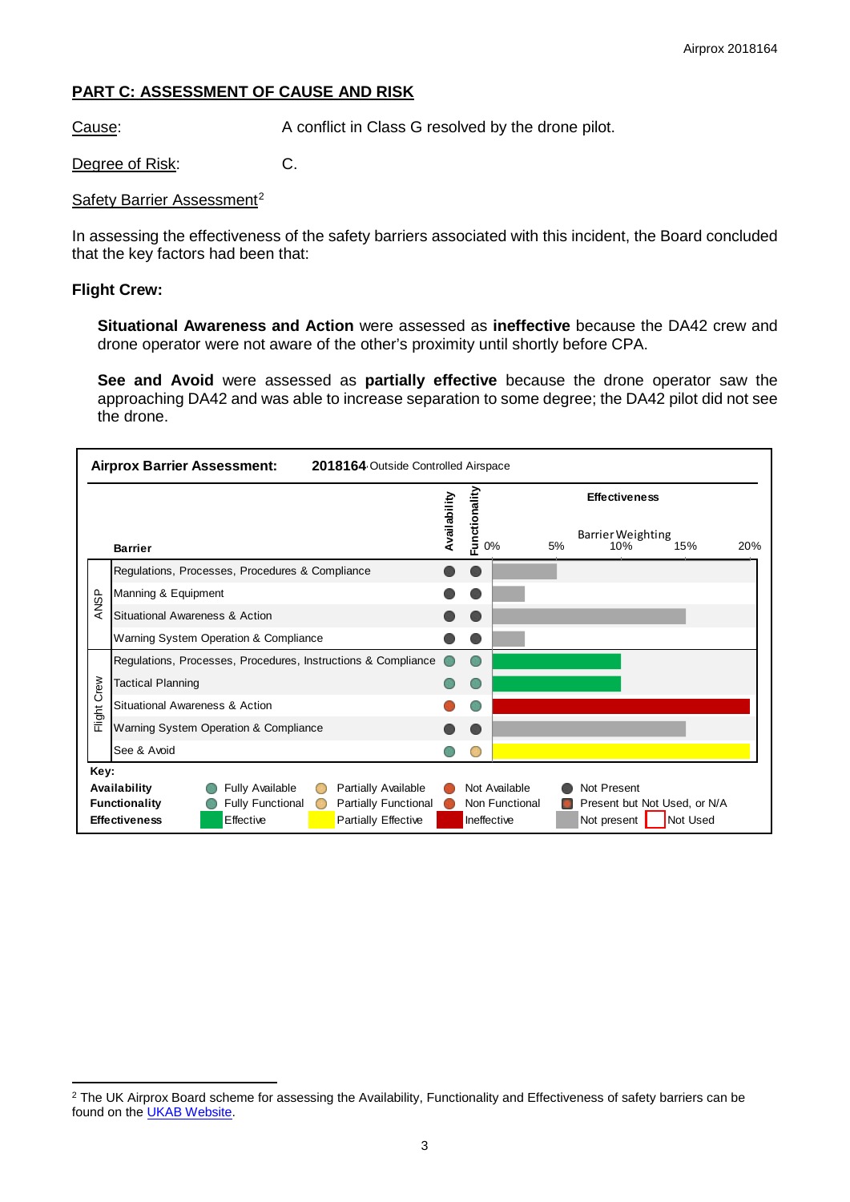## PART C: ASSESSMENT OF CAUSE AND RISK

Cause: A conflict in Class G resolved by the drone pilot.

Degree of Risk: C.

Safety Barrier Assessment[2]

In assessing the effectiveness of the safety barriers associated with this incident, the Board concluded that the key factors had been that:

**Flight Crew:**

**Situational Awareness and Action** were assessed as **ineffective** because the DA42 crew and drone operator were not aware of the other's proximity until shortly before CPA.

**See and Avoid** were assessed as **partially effective** because the drone operator saw the approaching DA42 and was able to increase separation to some degree; the DA42 pilot did not see the drone.

**Airprox Barrier Assessment:** **2018164** Outside Controlled Airspace

Barrier

Availability

Functionality

Effectiveness

Barrier Weighting

0%
5%
10%
15%
20%

ANSP

Regulations, Processes, Procedures & Compliance

Manning & Equipment

Situational Awareness & Action

Warning System Operation & Compliance

Flight Crew

Regulations, Processes, Procedures, Instructions & Compliance

Tactical Planning

Situational Awareness & Action

Warning System Operation & Compliance

See & Avoid

Key:

Availability: Fully Available; Partially Available; Not Available; Not Present

Functionality: Fully Functional; Partially Functional; Non Functional; Present but Not Used, or N/A

Effectiveness: Effective; Partially Effective; Ineffective; Not present; Not Used

[2] The UK Airprox Board scheme for assessing the Availability, Functionality and Effectiveness of safety barriers can be found on the UKAB Website.